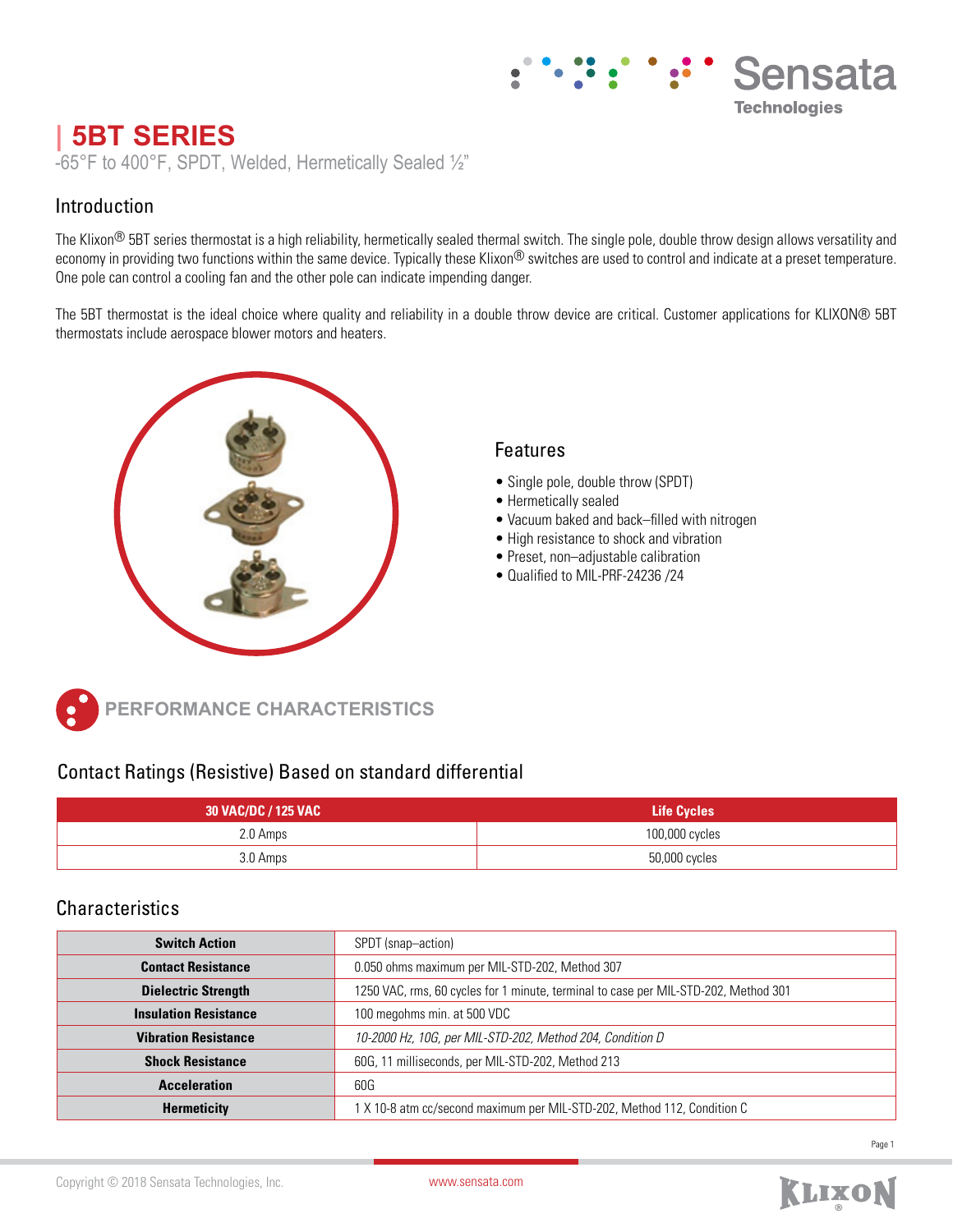# 5BT SERIES

-65°F to 400°F, SPDT, Welded, Hermetically Sealed ½"

## Introduction

The Klixon® 5BT series thermostat is a high reliability, hermetically sealed thermal switch. The single pole, double throw design allows versatility and economy in providing two functions within the same device. Typically these Klixon® switches are used to control and indicate at a preset temperature. One pole can control a cooling fan and the other pole can indicate impending danger.

The 5BT thermostat is the ideal choice where quality and reliability in a double throw device are critical. Customer applications for KLIXON® 5BT thermostats include aerospace blower motors and heaters.

## Features

- Single pole, double throw (SPDT)
- Hermetically sealed
- Vacuum baked and back–filled with nitrogen
- High resistance to shock and vibration
- Preset, non–adjustable calibration
- Qualified to MIL-PRF-24236 /24

## PERFORMANCE CHARACTERISTICS

### Contact Ratings (Resistive) Based on standard differential

| 30 VAC/DC / 125 VAC | Life Cycles |
|---|---|
| 2.0 Amps | 100,000 cycles |
| 3.0 Amps | 50,000 cycles |

### Characteristics

| | |
|---|---|
| **Switch Action** | SPDT (snap–action) |
| **Contact Resistance** | 0.050 ohms maximum per MIL-STD-202, Method 307 |
| **Dielectric Strength** | 1250 VAC, rms, 60 cycles for 1 minute, terminal to case per MIL-STD-202, Method 301 |
| **Insulation Resistance** | 100 megohms min. at 500 VDC |
| **Vibration Resistance** | *10-2000 Hz, 10G, per MIL-STD-202, Method 204, Condition D* |
| **Shock Resistance** | 60G, 11 milliseconds, per MIL-STD-202, Method 213 |
| **Acceleration** | 60G |
| **Hermeticity** | 1 X 10-8 atm cc/second maximum per MIL-STD-202, Method 112, Condition C |

Copyright © 2018 Sensata Technologies, Inc. www.sensata.com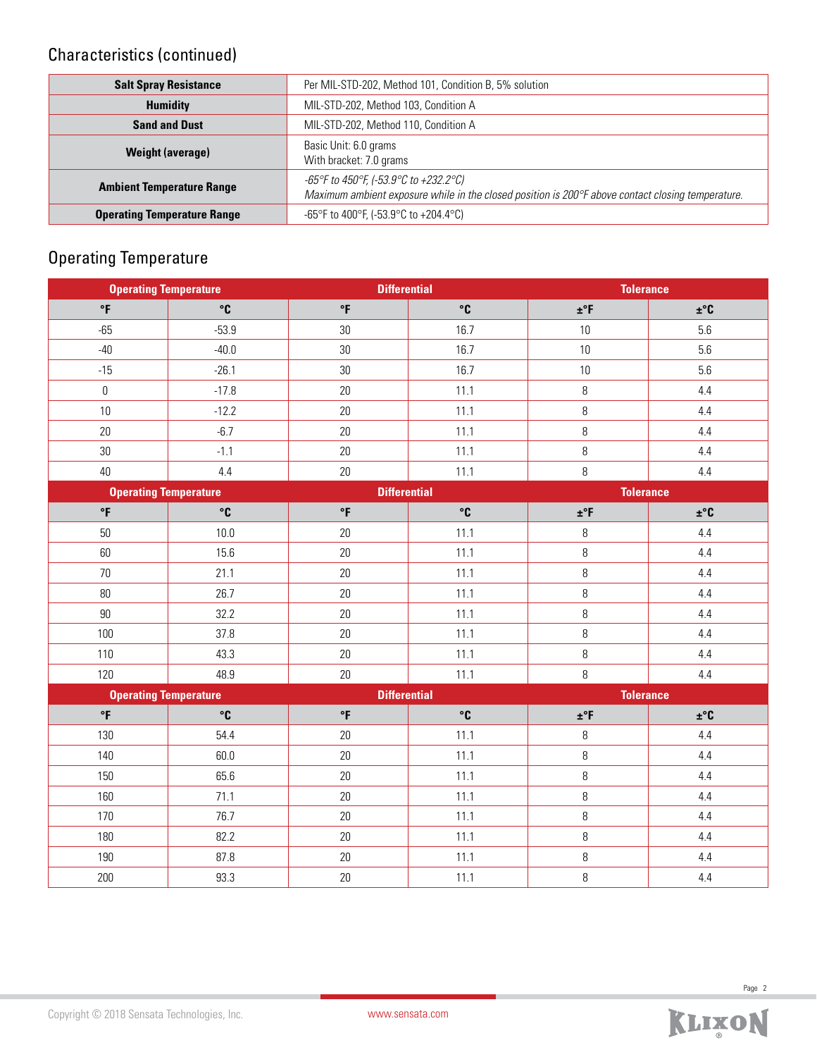## Characteristics (continued)

| | |
|---|---|
| **Salt Spray Resistance** | Per MIL-STD-202, Method 101, Condition B, 5% solution |
| **Humidity** | MIL-STD-202, Method 103, Condition A |
| **Sand and Dust** | MIL-STD-202, Method 110, Condition A |
| **Weight (average)** | Basic Unit: 6.0 grams<br>With bracket: 7.0 grams |
| **Ambient Temperature Range** | *-65°F to 450°F, (-53.9°C to +232.2°C)*<br>*Maximum ambient exposure while in the closed position is 200°F above contact closing temperature.* |
| **Operating Temperature Range** | -65°F to 400°F, (-53.9°C to +204.4°C) |

## Operating Temperature

| Operating Temperature | | Differential | | Tolerance | |
|---|---|---|---|---|---|
| **°F** | **°C** | **°F** | **°C** | **±°F** | **±°C** |
| -65 | -53.9 | 30 | 16.7 | 10 | 5.6 |
| -40 | -40.0 | 30 | 16.7 | 10 | 5.6 |
| -15 | -26.1 | 30 | 16.7 | 10 | 5.6 |
| 0 | -17.8 | 20 | 11.1 | 8 | 4.4 |
| 10 | -12.2 | 20 | 11.1 | 8 | 4.4 |
| 20 | -6.7 | 20 | 11.1 | 8 | 4.4 |
| 30 | -1.1 | 20 | 11.1 | 8 | 4.4 |
| 40 | 4.4 | 20 | 11.1 | 8 | 4.4 |
| 50 | 10.0 | 20 | 11.1 | 8 | 4.4 |
| 60 | 15.6 | 20 | 11.1 | 8 | 4.4 |
| 70 | 21.1 | 20 | 11.1 | 8 | 4.4 |
| 80 | 26.7 | 20 | 11.1 | 8 | 4.4 |
| 90 | 32.2 | 20 | 11.1 | 8 | 4.4 |
| 100 | 37.8 | 20 | 11.1 | 8 | 4.4 |
| 110 | 43.3 | 20 | 11.1 | 8 | 4.4 |
| 120 | 48.9 | 20 | 11.1 | 8 | 4.4 |
| 130 | 54.4 | 20 | 11.1 | 8 | 4.4 |
| 140 | 60.0 | 20 | 11.1 | 8 | 4.4 |
| 150 | 65.6 | 20 | 11.1 | 8 | 4.4 |
| 160 | 71.1 | 20 | 11.1 | 8 | 4.4 |
| 170 | 76.7 | 20 | 11.1 | 8 | 4.4 |
| 180 | 82.2 | 20 | 11.1 | 8 | 4.4 |
| 190 | 87.8 | 20 | 11.1 | 8 | 4.4 |
| 200 | 93.3 | 20 | 11.1 | 8 | 4.4 |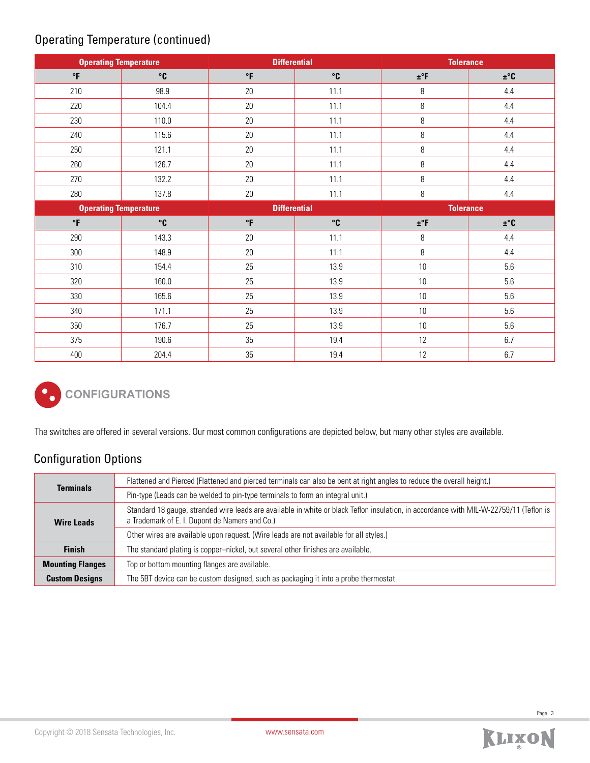## Operating Temperature (continued)

| Operating Temperature | | Differential | | Tolerance | |
|---|---|---|---|---|---|
| °F | °C | °F | °C | ±°F | ±°C |
| 210 | 98.9 | 20 | 11.1 | 8 | 4.4 |
| 220 | 104.4 | 20 | 11.1 | 8 | 4.4 |
| 230 | 110.0 | 20 | 11.1 | 8 | 4.4 |
| 240 | 115.6 | 20 | 11.1 | 8 | 4.4 |
| 250 | 121.1 | 20 | 11.1 | 8 | 4.4 |
| 260 | 126.7 | 20 | 11.1 | 8 | 4.4 |
| 270 | 132.2 | 20 | 11.1 | 8 | 4.4 |
| 280 | 137.8 | 20 | 11.1 | 8 | 4.4 |
| 290 | 143.3 | 20 | 11.1 | 8 | 4.4 |
| 300 | 148.9 | 20 | 11.1 | 8 | 4.4 |
| 310 | 154.4 | 25 | 13.9 | 10 | 5.6 |
| 320 | 160.0 | 25 | 13.9 | 10 | 5.6 |
| 330 | 165.6 | 25 | 13.9 | 10 | 5.6 |
| 340 | 171.1 | 25 | 13.9 | 10 | 5.6 |
| 350 | 176.7 | 25 | 13.9 | 10 | 5.6 |
| 375 | 190.6 | 35 | 19.4 | 12 | 6.7 |
| 400 | 204.4 | 35 | 19.4 | 12 | 6.7 |

# CONFIGURATIONS

The switches are offered in several versions. Our most common configurations are depicted below, but many other styles are available.

## Configuration Options

| | |
|---|---|
| **Terminals** | Flattened and Pierced (Flattened and pierced terminals can also be bent at right angles to reduce the overall height.) |
| | Pin-type (Leads can be welded to pin-type terminals to form an integral unit.) |
| **Wire Leads** | Standard 18 gauge, stranded wire leads are available in white or black Teflon insulation, in accordance with MIL-W-22759/11 (Teflon is a Trademark of E. I. Dupont de Namers and Co.) |
| | Other wires are available upon request. (Wire leads are not available for all styles.) |
| **Finish** | The standard plating is copper–nickel, but several other finishes are available. |
| **Mounting Flanges** | Top or bottom mounting flanges are available. |
| **Custom Designs** | The 5BT device can be custom designed, such as packaging it into a probe thermostat. |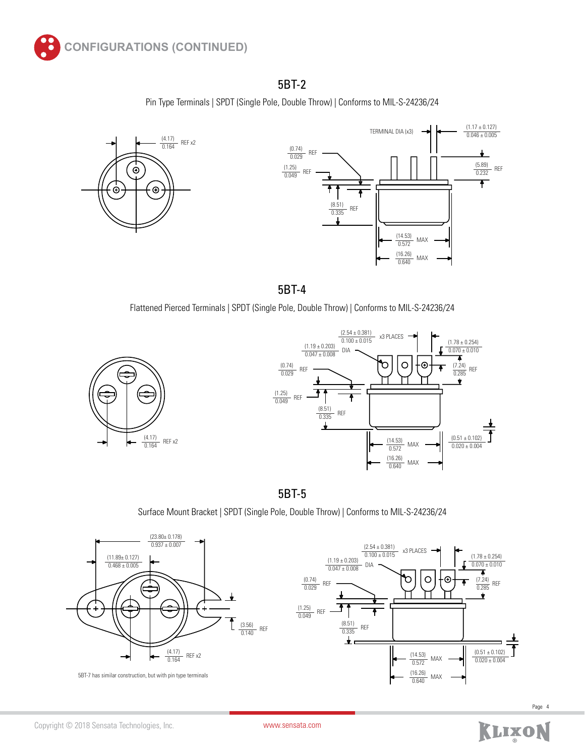## CONFIGURATIONS (CONTINUED)

### 5BT-2

Pin Type Terminals | SPDT (Single Pole, Double Throw) | Conforms to MIL-S-24236/24

(4.17) 0.164 REF x2

TERMINAL DIA (x3) (1.17 ± 0.127) 0.046 ± 0.005

(0.74) 0.029 REF

(1.25) 0.049 REF

(5.89) 0.232 REF

(8.51) 0.335 REF

(14.53) 0.572 MAX

(16.26) 0.640 MAX

### 5BT-4

Flattened Pierced Terminals | SPDT (Single Pole, Double Throw) | Conforms to MIL-S-24236/24

(2.54 ± 0.381) 0.100 ± 0.015 x3 PLACES

(1.19 ± 0.203) 0.047 ± 0.008 DIA

(1.78 ± 0.254) 0.070 ± 0.010

(0.74) 0.029 REF

(7.24) 0.285 REF

(1.25) 0.049 REF

(8.51) 0.335 REF

(4.17) 0.164 REF x2

(14.53) 0.572 MAX

(0.51 ± 0.102) 0.020 ± 0.004

(16.26) 0.640 MAX

### 5BT-5

Surface Mount Bracket | SPDT (Single Pole, Double Throw) | Conforms to MIL-S-24236/24

(23.80± 0.178) 0.937 ± 0.007

(11.89± 0.127) 0.468 ± 0.005

(3.56) 0.140 REF

(4.17) 0.164 REF x2

(2.54 ± 0.381) 0.100 ± 0.015 x3 PLACES

(1.19 ± 0.203) 0.047 ± 0.008 DIA

(1.78 ± 0.254) 0.070 ± 0.010

(0.74) 0.029 REF

(7.24) 0.285 REF

(1.25) 0.049 REF

(8.51) 0.335 REF

(14.53) 0.572 MAX

(0.51 ± 0.102) 0.020 ± 0.004

(16.26) 0.640 MAX

5BT-7 has similar construction, but with pin type terminals

Copyright © 2018 Sensata Technologies, Inc. www.sensata.com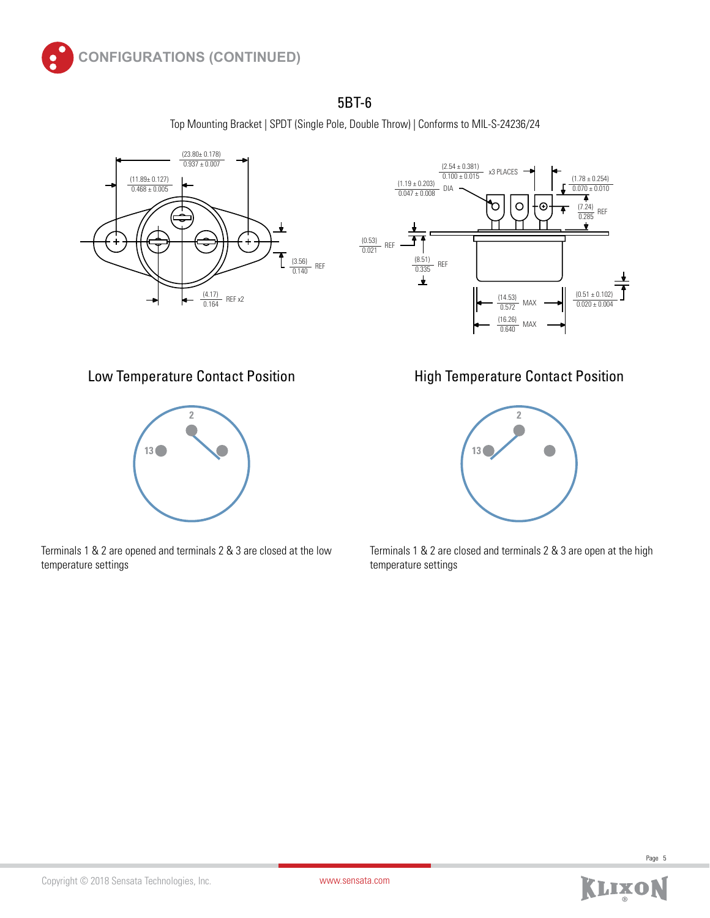## CONFIGURATIONS (CONTINUED)

### 5BT-6

Top Mounting Bracket | SPDT (Single Pole, Double Throw) | Conforms to MIL-S-24236/24

(23.80± 0.178) 0.937 ± 0.007

(11.89± 0.127) 0.468 ± 0.005

(3.56) 0.140 REF

(4.17) 0.164 REF x2

(2.54 ± 0.381) 0.100 ± 0.015 x3 PLACES

(1.19 ± 0.203) 0.047 ± 0.008 DIA

(1.78 ± 0.254) 0.070 ± 0.010

(7.24) 0.285 REF

(0.53) 0.021 REF

(8.51) 0.335 REF

(14.53) 0.572 MAX

(16.26) 0.640 MAX

(0.51 ± 0.102) 0.020 ± 0.004

#### Low Temperature Contact Position

2

13

Terminals 1 & 2 are opened and terminals 2 & 3 are closed at the low temperature settings

#### High Temperature Contact Position

2

13

Terminals 1 & 2 are closed and terminals 2 & 3 are open at the high temperature settings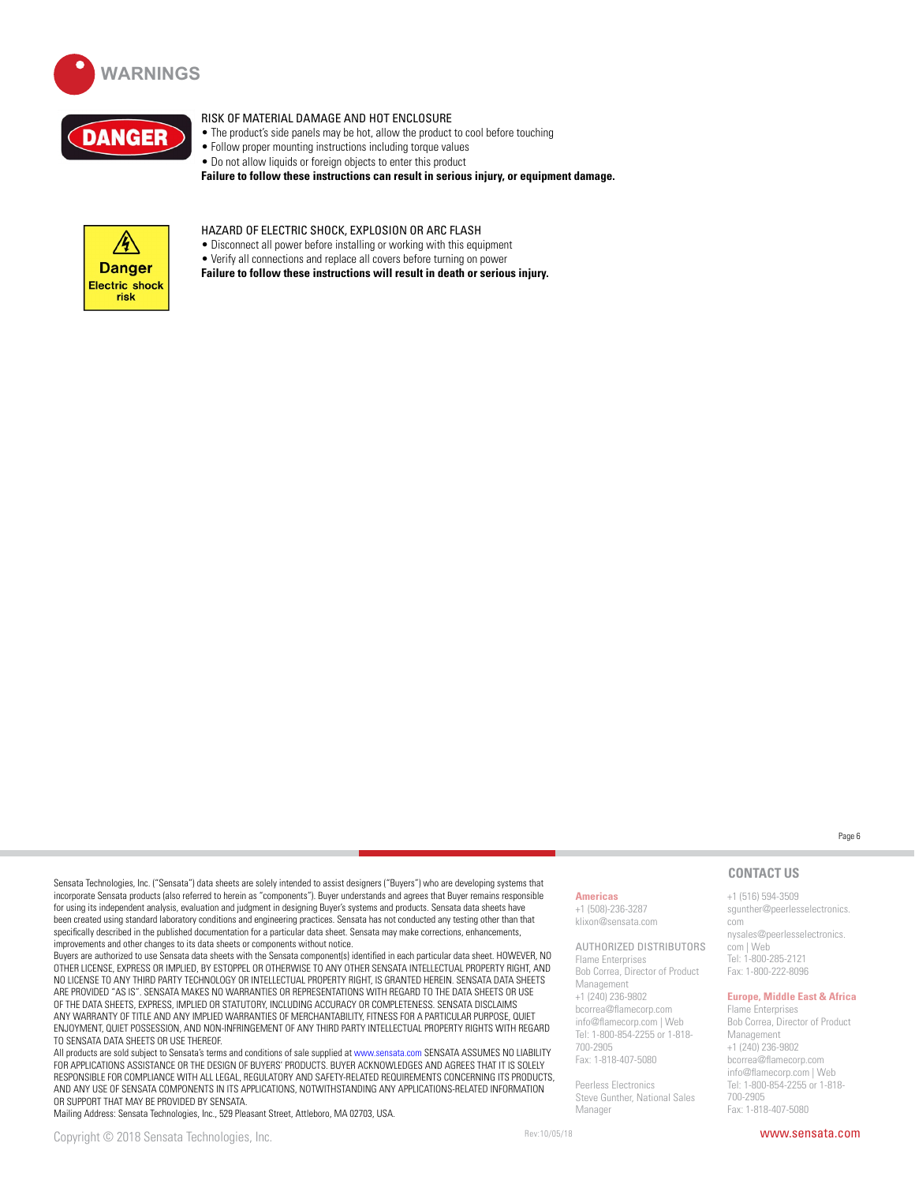## WARNINGS

**DANGER**

RISK OF MATERIAL DAMAGE AND HOT ENCLOSURE

- The product's side panels may be hot, allow the product to cool before touching
- Follow proper mounting instructions including torque values
- Do not allow liquids or foreign objects to enter this product

**Failure to follow these instructions can result in serious injury, or equipment damage.**

**Danger**
**Electric shock risk**

HAZARD OF ELECTRIC SHOCK, EXPLOSION OR ARC FLASH

- Disconnect all power before installing or working with this equipment
- Verify all connections and replace all covers before turning on power

**Failure to follow these instructions will result in death or serious injury.**

Sensata Technologies, Inc. ("Sensata") data sheets are solely intended to assist designers ("Buyers") who are developing systems that incorporate Sensata products (also referred to herein as "components"). Buyer understands and agrees that Buyer remains responsible for using its independent analysis, evaluation and judgment in designing Buyer's systems and products. Sensata data sheets have been created using standard laboratory conditions and engineering practices. Sensata has not conducted any testing other than that specifically described in the published documentation for a particular data sheet. Sensata may make corrections, enhancements, improvements and other changes to its data sheets or components without notice.

Buyers are authorized to use Sensata data sheets with the Sensata component(s) identified in each particular data sheet. HOWEVER, NO OTHER LICENSE, EXPRESS OR IMPLIED, BY ESTOPPEL OR OTHERWISE TO ANY OTHER SENSATA INTELLECTUAL PROPERTY RIGHT, AND NO LICENSE TO ANY THIRD PARTY TECHNOLOGY OR INTELLECTUAL PROPERTY RIGHT, IS GRANTED HEREIN. SENSATA DATA SHEETS ARE PROVIDED "AS IS". SENSATA MAKES NO WARRANTIES OR REPRESENTATIONS WITH REGARD TO THE DATA SHEETS OR USE OF THE DATA SHEETS, EXPRESS, IMPLIED OR STATUTORY, INCLUDING ACCURACY OR COMPLETENESS. SENSATA DISCLAIMS ANY WARRANTY OF TITLE AND ANY IMPLIED WARRANTIES OF MERCHANTABILITY, FITNESS FOR A PARTICULAR PURPOSE, QUIET ENJOYMENT, QUIET POSSESSION, AND NON-INFRINGEMENT OF ANY THIRD PARTY INTELLECTUAL PROPERTY RIGHTS WITH REGARD TO SENSATA DATA SHEETS OR USE THEREOF.

All products are sold subject to Sensata's terms and conditions of sale supplied at www.sensata.com SENSATA ASSUMES NO LIABILITY FOR APPLICATIONS ASSISTANCE OR THE DESIGN OF BUYERS' PRODUCTS. BUYER ACKNOWLEDGES AND AGREES THAT IT IS SOLELY RESPONSIBLE FOR COMPLIANCE WITH ALL LEGAL, REGULATORY AND SAFETY-RELATED REQUIREMENTS CONCERNING ITS PRODUCTS, AND ANY USE OF SENSATA COMPONENTS IN ITS APPLICATIONS, NOTWITHSTANDING ANY APPLICATIONS-RELATED INFORMATION OR SUPPORT THAT MAY BE PROVIDED BY SENSATA.

Mailing Address: Sensata Technologies, Inc., 529 Pleasant Street, Attleboro, MA 02703, USA.

### CONTACT US

**Americas**
+1 (508)-236-3287
klixon@sensata.com

AUTHORIZED DISTRIBUTORS
Flame Enterprises
Bob Correa, Director of Product Management
+1 (240) 236-9802
bcorrea@flamecorp.com
info@flamecorp.com | Web
Tel: 1-800-854-2255 or 1-818-700-2905
Fax: 1-818-407-5080

Peerless Electronics
Steve Gunther, National Sales Manager
+1 (516) 594-3509
sgunther@peerlesselectronics.com
nysales@peerlesselectronics.com | Web
Tel: 1-800-285-2121
Fax: 1-800-222-8096

**Europe, Middle East & Africa**
Flame Enterprises
Bob Correa, Director of Product Management
+1 (240) 236-9802
bcorrea@flamecorp.com
info@flamecorp.com | Web
Tel: 1-800-854-2255 or 1-818-700-2905
Fax: 1-818-407-5080

Copyright © 2018 Sensata Technologies, Inc.

Rev:10/05/18

www.sensata.com